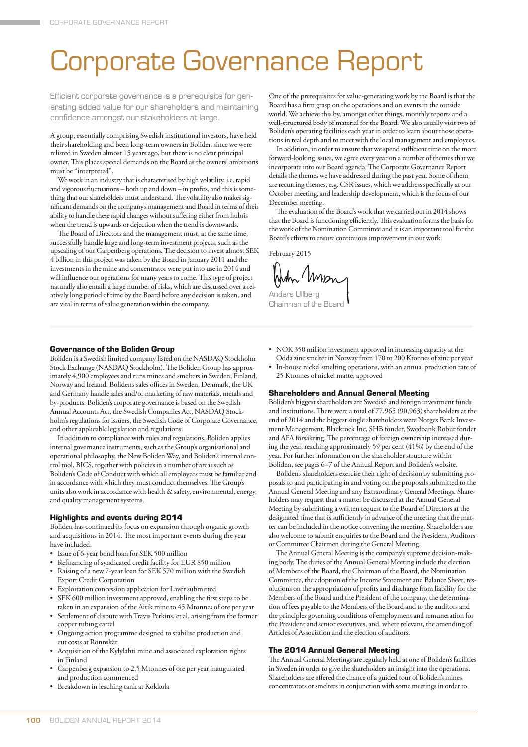# Corporate Governance Report

Efficient corporate governance is a prerequisite for generating added value for our shareholders and maintaining confidence amongst our stakeholders at large.

A group, essentially comprising Swedish institutional investors, have held their shareholding and been long-term owners in Boliden since we were relisted in Sweden almost 15 years ago, but there is no clear principal owner. This places special demands on the Board as the owners' ambitions must be "interpreted".

We work in an industry that is characterised by high volatility, i.e. rapid and vigorous fluctuations – both up and down – in profits, and this is something that our shareholders must understand. The volatility also makes significant demands on the company's management and Board in terms of their ability to handle these rapid changes without suffering either from hubris when the trend is upwards or dejection when the trend is downwards.

The Board of Directors and the management must, at the same time, successfully handle large and long-term investment projects, such as the upscaling of our Garpenberg operations. The decision to invest almost SEK 4 billion in this project was taken by the Board in January 2011 and the investments in the mine and concentrator were put into use in 2014 and will influence our operations for many years to come. This type of project naturally also entails a large number of risks, which are discussed over a relatively long period of time by the Board before any decision is taken, and are vital in terms of value generation within the company.

One of the prerequisites for value-generating work by the Board is that the Board has a firm grasp on the operations and on events in the outside world. We achieve this by, amongst other things, monthly reports and a well-structured body of material for the Board. We also usually visit two of Boliden's operating facilities each year in order to learn about those operations in real depth and to meet with the local management and employees.

In addition, in order to ensure that we spend sufficient time on the more forward-looking issues, we agree every year on a number of themes that we incorporate into our Board agenda. The Corporate Governance Report details the themes we have addressed during the past year. Some of them are recurring themes, e.g. CSR issues, which we address specifically at our October meeting, and leadership development, which is the focus of our December meeting.

The evaluation of the Board's work that we carried out in 2014 shows that the Board is functioning efficiently. This evaluation forms the basis for the work of the Nomination Committee and it is an important tool for the Board's efforts to ensure continuous improvement in our work.

February 2015

Anders Ullberg
Chairman of the Board

### Governance of the Boliden Group

Boliden is a Swedish limited company listed on the NASDAQ Stockholm Stock Exchange (NASDAQ Stockholm). The Boliden Group has approximately 4,900 employees and runs mines and smelters in Sweden, Finland, Norway and Ireland. Boliden's sales offices in Sweden, Denmark, the UK and Germany handle sales and/or marketing of raw materials, metals and by-products. Boliden's corporate governance is based on the Swedish Annual Accounts Act, the Swedish Companies Act, NASDAQ Stockholm's regulations for issuers, the Swedish Code of Corporate Governance, and other applicable legislation and regulations.

In addition to compliance with rules and regulations, Boliden applies internal governance instruments, such as the Group's organisational and operational philosophy, the New Boliden Way, and Boliden's internal control tool, BICS, together with policies in a number of areas such as Boliden's Code of Conduct with which all employees must be familiar and in accordance with which they must conduct themselves. The Group's units also work in accordance with health & safety, environmental, energy, and quality management systems.

### Highlights and events during 2014

Boliden has continued its focus on expansion through organic growth and acquisitions in 2014. The most important events during the year have included:

- Issue of 6-year bond loan for SEK 500 million
- Refinancing of syndicated credit facility for EUR 850 million
- Raising of a new 7-year loan for SEK 570 million with the Swedish Export Credit Corporation
- Exploitation concession application for Laver submitted
- SEK 600 million investment approved, enabling the first steps to be taken in an expansion of the Aitik mine to 45 Mtonnes of ore per year
- Settlement of dispute with Travis Perkins, et al, arising from the former copper tubing cartel
- Ongoing action programme designed to stabilise production and cut costs at Rönnskär
- Acquisition of the Kylylahti mine and associated exploration rights in Finland
- Garpenberg expansion to 2.5 Mtonnes of ore per year inaugurated and production commenced
- Breakdown in leaching tank at Kokkola
- NOK 350 million investment approved in increasing capacity at the Odda zinc smelter in Norway from 170 to 200 Ktonnes of zinc per year
- In-house nickel smelting operations, with an annual production rate of 25 Ktonnes of nickel matte, approved

### Shareholders and Annual General Meeting

Boliden's biggest shareholders are Swedish and foreign investment funds and institutions. There were a total of 77,965 (90,963) shareholders at the end of 2014 and the biggest single shareholders were Norges Bank Investment Management, Blackrock Inc, SHB fonder, Swedbank Robur fonder and AFA försäkring. The percentage of foreign ownership increased during the year, reaching approximately 59 per cent (41%) by the end of the year. For further information on the shareholder structure within Boliden, see pages 6–7 of the Annual Report and Boliden's website.

Boliden's shareholders exercise their right of decision by submitting proposals to and participating in and voting on the proposals submitted to the Annual General Meeting and any Extraordinary General Meetings. Shareholders may request that a matter be discussed at the Annual General Meeting by submitting a written request to the Board of Directors at the designated time that is sufficiently in advance of the meeting that the matter can be included in the notice convening the meeting. Shareholders are also welcome to submit enquiries to the Board and the President, Auditors or Committee Chairmen during the General Meeting.

The Annual General Meeting is the company's supreme decision-making body. The duties of the Annual General Meeting include the election of Members of the Board, the Chairman of the Board, the Nomination Committee, the adoption of the Income Statement and Balance Sheet, resolutions on the appropriation of profits and discharge from liability for the Members of the Board and the President of the company, the determination of fees payable to the Members of the Board and to the auditors and the principles governing conditions of employment and remuneration for the President and senior executives, and, where relevant, the amending of Articles of Association and the election of auditors.

### The 2014 Annual General Meeting

The Annual General Meetings are regularly held at one of Boliden's facilities in Sweden in order to give the shareholders an insight into the operations. Shareholders are offered the chance of a guided tour of Boliden's mines, concentrators or smelters in conjunction with some meetings in order to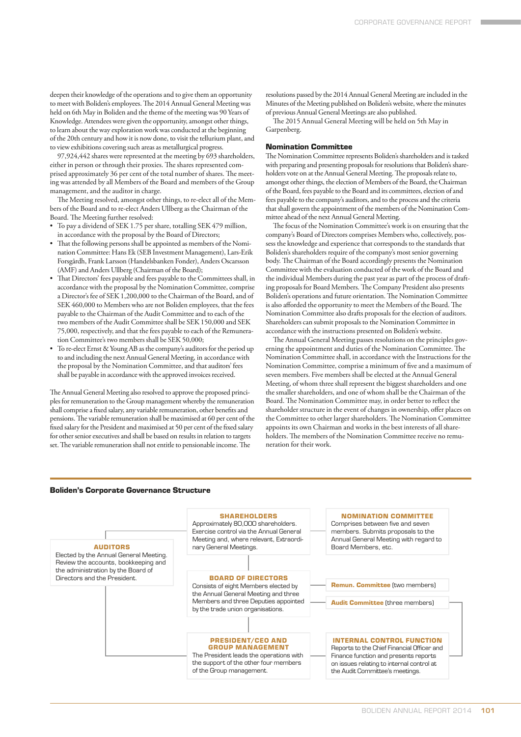deepen their knowledge of the operations and to give them an opportunity to meet with Boliden's employees. The 2014 Annual General Meeting was held on 6th May in Boliden and the theme of the meeting was 90 Years of Knowledge. Attendees were given the opportunity, amongst other things, to learn about the way exploration work was conducted at the beginning of the 20th century and how it is now done, to visit the tellurium plant, and to view exhibitions covering such areas as metallurgical progress.

97,924,442 shares were represented at the meeting by 693 shareholders, either in person or through their proxies. The shares represented comprised approximately 36 per cent of the total number of shares. The meeting was attended by all Members of the Board and members of the Group management, and the auditor in charge.

The Meeting resolved, amongst other things, to re-elect all of the Members of the Board and to re-elect Anders Ullberg as the Chairman of the Board. The Meeting further resolved:

- To pay a dividend of SEK 1.75 per share, totalling SEK 479 million, in accordance with the proposal by the Board of Directors;
- That the following persons shall be appointed as members of the Nomination Committee: Hans Ek (SEB Investment Management), Lars-Erik Forsgårdh, Frank Larsson (Handelsbanken Fonder), Anders Oscarsson (AMF) and Anders Ullberg (Chairman of the Board);
- That Directors' fees payable and fees payable to the Committees shall, in accordance with the proposal by the Nomination Committee, comprise a Director's fee of SEK 1,200,000 to the Chairman of the Board, and of SEK 460,000 to Members who are not Boliden employees, that the fees payable to the Chairman of the Audit Committee and to each of the two members of the Audit Committee shall be SEK 150,000 and SEK 75,000, respectively, and that the fees payable to each of the Remuneration Committee's two members shall be SEK 50,000;
- To re-elect Ernst & Young AB as the company's auditors for the period up to and including the next Annual General Meeting, in accordance with the proposal by the Nomination Committee, and that auditors' fees shall be payable in accordance with the approved invoices received.

The Annual General Meeting also resolved to approve the proposed principles for remuneration to the Group management whereby the remuneration shall comprise a fixed salary, any variable remuneration, other benefits and pensions. The variable remuneration shall be maximised at 60 per cent of the fixed salary for the President and maximised at 50 per cent of the fixed salary for other senior executives and shall be based on results in relation to targets set. The variable remuneration shall not entitle to pensionable income. The resolutions passed by the 2014 Annual General Meeting are included in the Minutes of the Meeting published on Boliden's website, where the minutes of previous Annual General Meetings are also published.

The 2015 Annual General Meeting will be held on 5th May in Garpenberg.

### Nomination Committee

The Nomination Committee represents Boliden's shareholders and is tasked with preparing and presenting proposals for resolutions that Boliden's shareholders vote on at the Annual General Meeting. The proposals relate to, amongst other things, the election of Members of the Board, the Chairman of the Board, fees payable to the Board and its committees, election of and fees payable to the company's auditors, and to the process and the criteria that shall govern the appointment of the members of the Nomination Committee ahead of the next Annual General Meeting.

The focus of the Nomination Committee's work is on ensuring that the company's Board of Directors comprises Members who, collectively, possess the knowledge and experience that corresponds to the standards that Boliden's shareholders require of the company's most senior governing body. The Chairman of the Board accordingly presents the Nomination Committee with the evaluation conducted of the work of the Board and the individual Members during the past year as part of the process of drafting proposals for Board Members. The Company President also presents Boliden's operations and future orientation. The Nomination Committee is also afforded the opportunity to meet the Members of the Board. The Nomination Committee also drafts proposals for the election of auditors. Shareholders can submit proposals to the Nomination Committee in accordance with the instructions presented on Boliden's website.

The Annual General Meeting passes resolutions on the principles governing the appointment and duties of the Nomination Committee. The Nomination Committee shall, in accordance with the Instructions for the Nomination Committee, comprise a minimum of five and a maximum of seven members. Five members shall be elected at the Annual General Meeting, of whom three shall represent the biggest shareholders and one the smaller shareholders, and one of whom shall be the Chairman of the Board. The Nomination Committee may, in order better to reflect the shareholder structure in the event of changes in ownership, offer places on the Committee to other larger shareholders. The Nomination Committee appoints its own Chairman and works in the best interests of all shareholders. The members of the Nomination Committee receive no remuneration for their work.

### Boliden's Corporate Governance Structure

**SHAREHOLDERS**
Approximately 80,000 shareholders. Exercise control via the Annual General Meeting and, where relevant, Extraordinary General Meetings.

**NOMINATION COMMITTEE**
Comprises between five and seven members. Submits proposals to the Annual General Meeting with regard to Board Members, etc.

**AUDITORS**
Elected by the Annual General Meeting. Review the accounts, bookkeeping and the administration by the Board of Directors and the President.

**BOARD OF DIRECTORS**
Consists of eight Members elected by the Annual General Meeting and three Members and three Deputies appointed by the trade union organisations.

**Remun. Committee** (two members)

**Audit Committee** (three members)

**PRESIDENT/CEO AND GROUP MANAGEMENT**
The President leads the operations with the support of the other four members of the Group management.

**INTERNAL CONTROL FUNCTION**
Reports to the Chief Financial Officer and Finance function and presents reports on issues relating to internal control at the Audit Committee's meetings.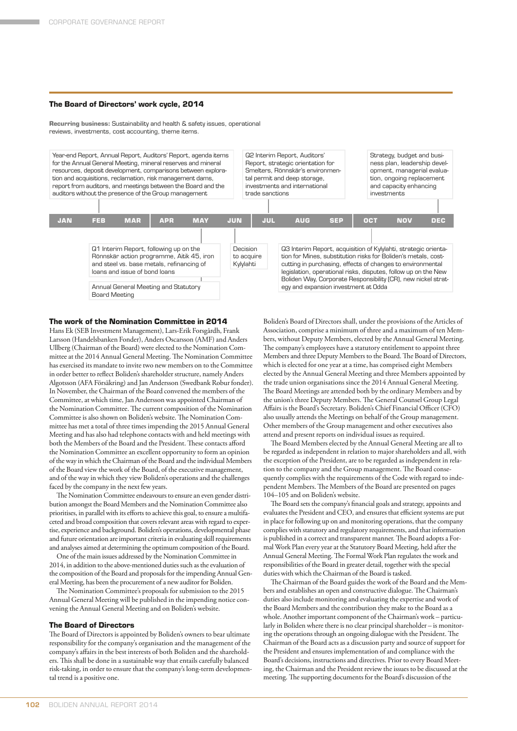## The Board of Directors' work cycle, 2014

**Recurring business:** Sustainability and health & safety issues, operational reviews, investments, cost accounting, theme items.

| Period | Items |
|---|---|
| FEB | Year-end Report, Annual Report, Auditors' Report, agenda items for the Annual General Meeting, mineral reserves and mineral resources, deposit development, comparisons between exploration and acquisitions, reclamation, risk management dams, report from auditors, and meetings between the Board and the auditors without the presence of the Group management |
| MAY | Q1 Interim Report, following up on the Rönnskär action programme, Aitik 45, iron and steel vs. base metals, refinancing of loans and issue of bond loans |
| MAY | Annual General Meeting and Statutory Board Meeting |
| JUN | Decision to acquire Kylylahti |
| JUL | Q2 Interim Report, Auditors' Report, strategic orientation for Smelters, Rönnskär's environmental permit and deep storage, investments and international trade sanctions |
| OCT | Q3 Interim Report, acquisition of Kylylahti, strategic orientation for Mines, substitution risks for Boliden's metals, cost-cutting in purchasing, effects of changes to environmental legislation, operational risks, disputes, follow up on the New Boliden Way, Corporate Responsibility (CR), new nickel strategy and expansion investment at Odda |
| DEC | Strategy, budget and business plan, leadership development, managerial evaluation, ongoing replacement and capacity enhancing investments |

### The work of the Nomination Committee in 2014

Hans Ek (SEB Investment Management), Lars-Erik Forsgårdh, Frank Larsson (Handelsbanken Fonder), Anders Oscarsson (AMF) and Anders Ullberg (Chairman of the Board) were elected to the Nomination Committee at the 2014 Annual General Meeting. The Nomination Committee has exercised its mandate to invite two new members on to the Committee in order better to reflect Boliden's shareholder structure, namely Anders Algotsson (AFA Försäkring) and Jan Andersson (Swedbank Robur fonder). In November, the Chairman of the Board convened the members of the Committee, at which time, Jan Andersson was appointed Chairman of the Nomination Committee. The current composition of the Nomination Committee is also shown on Boliden's website. The Nomination Committee has met a total of three times impending the 2015 Annual General Meeting and has also had telephone contacts with and held meetings with both the Members of the Board and the President. These contacts afford the Nomination Committee an excellent opportunity to form an opinion of the way in which the Chairman of the Board and the individual Members of the Board view the work of the Board, of the executive management, and of the way in which they view Boliden's operations and the challenges faced by the company in the next few years.

The Nomination Committee endeavours to ensure an even gender distribution amongst the Board Members and the Nomination Committee also prioritises, in parallel with its efforts to achieve this goal, to ensure a multifaceted and broad composition that covers relevant areas with regard to expertise, experience and background. Boliden's operations, developmental phase and future orientation are important criteria in evaluating skill requirements and analyses aimed at determining the optimum composition of the Board.

One of the main issues addressed by the Nomination Committee in 2014, in addition to the above-mentioned duties such as the evaluation of the composition of the Board and proposals for the impending Annual General Meeting, has been the procurement of a new auditor for Boliden.

The Nomination Committee's proposals for submission to the 2015 Annual General Meeting will be published in the impending notice convening the Annual General Meeting and on Boliden's website.

### The Board of Directors

The Board of Directors is appointed by Boliden's owners to bear ultimate responsibility for the company's organisation and the management of the company's affairs in the best interests of both Boliden and the shareholders. This shall be done in a sustainable way that entails carefully balanced risk-taking, in order to ensure that the company's long-term development trend is a positive one.

Boliden's Board of Directors shall, under the provisions of the Articles of Association, comprise a minimum of three and a maximum of ten Members, without Deputy Members, elected by the Annual General Meeting. The company's employees have a statutory entitlement to appoint three Members and three Deputy Members to the Board. The Board of Directors, which is elected for one year at a time, has comprised eight Members elected by the Annual General Meeting and three Members appointed by the trade union organisations since the 2014 Annual General Meeting. The Board Meetings are attended both by the ordinary Members and by the union's three Deputy Members. The General Counsel Group Legal Affairs is the Board's Secretary. Boliden's Chief Financial Officer (CFO) also usually attends the Meetings on behalf of the Group management. Other members of the Group management and other executives also attend and present reports on individual issues as required.

The Board Members elected by the Annual General Meeting are all to be regarded as independent in relation to major shareholders and all, with the exception of the President, are to be regarded as independent in relation to the company and the Group management. The Board consequently complies with the requirements of the Code with regard to independent Members. The Members of the Board are presented on pages 104–105 and on Boliden's website.

The Board sets the company's financial goals and strategy, appoints and evaluates the President and CEO, and ensures that efficient systems are put in place for following up on and monitoring operations, that the company complies with statutory and regulatory requirements, and that information is published in a correct and transparent manner. The Board adopts a Formal Work Plan every year at the Statutory Board Meeting, held after the Annual General Meeting. The Formal Work Plan regulates the work and responsibilities of the Board in greater detail, together with the special duties with which the Chairman of the Board is tasked.

The Chairman of the Board guides the work of the Board and the Members and establishes an open and constructive dialogue. The Chairman's duties also include monitoring and evaluating the expertise and work of the Board Members and the contribution they make to the Board as a whole. Another important component of the Chairman's work – particularly in Boliden where there is no clear principal shareholder – is monitoring the operations through an ongoing dialogue with the President. The Chairman of the Board acts as a discussion party and source of support for the President and ensures implementation of and compliance with the Board's decisions, instructions and directives. Prior to every Board Meeting, the Chairman and the President review the issues to be discussed at the meeting. The supporting documents for the Board's discussion of the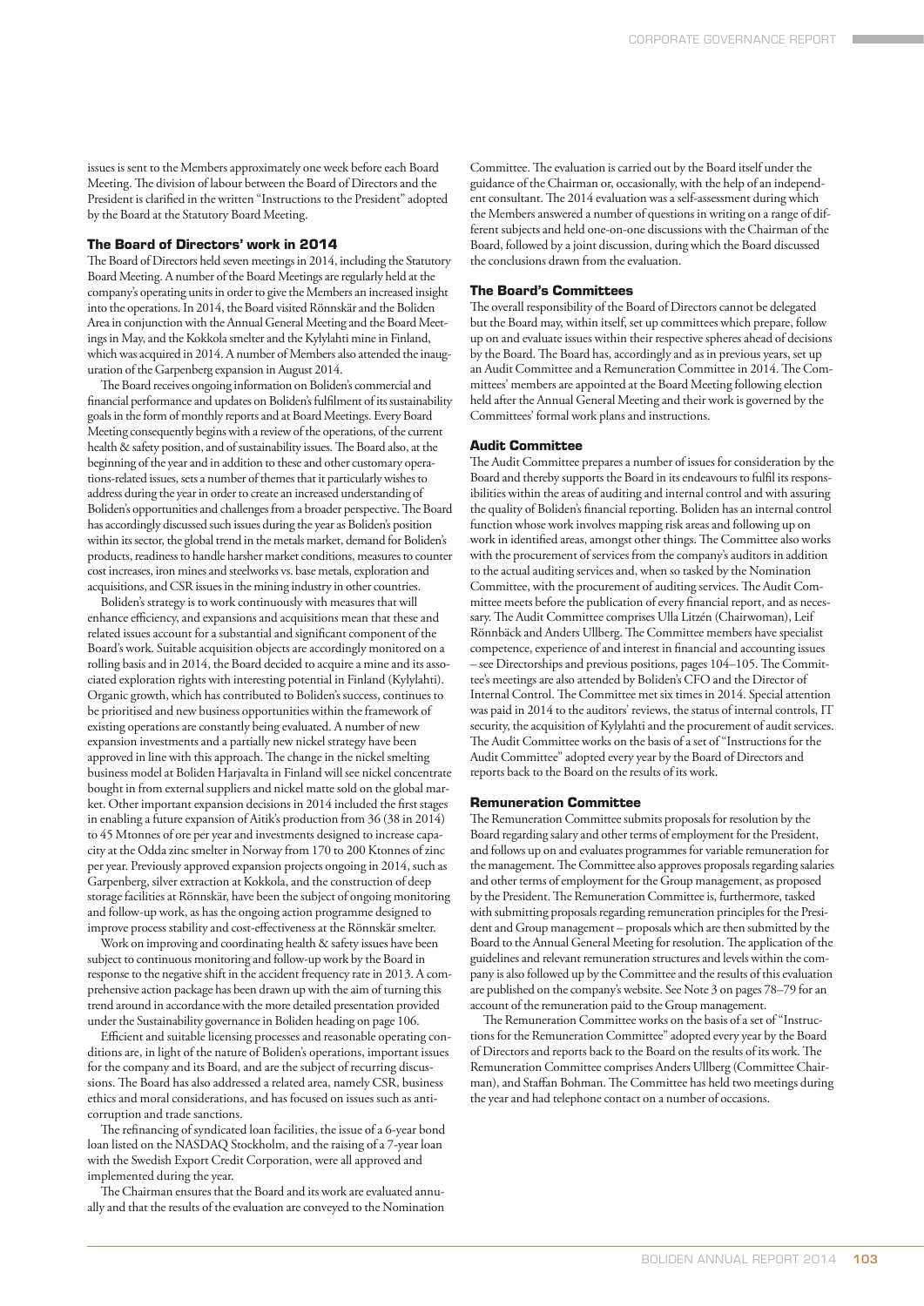issues is sent to the Members approximately one week before each Board Meeting. The division of labour between the Board of Directors and the President is clarified in the written "Instructions to the President" adopted by the Board at the Statutory Board Meeting.

### The Board of Directors' work in 2014

The Board of Directors held seven meetings in 2014, including the Statutory Board Meeting. A number of the Board Meetings are regularly held at the company's operating units in order to give the Members an increased insight into the operations. In 2014, the Board visited Rönnskär and the Boliden Area in conjunction with the Annual General Meeting and the Board Meetings in May, and the Kokkola smelter and the Kylylahti mine in Finland, which was acquired in 2014. A number of Members also attended the inauguration of the Garpenberg expansion in August 2014.

The Board receives ongoing information on Boliden's commercial and financial performance and updates on Boliden's fulfilment of its sustainability goals in the form of monthly reports and at Board Meetings. Every Board Meeting consequently begins with a review of the operations, of the current health & safety position, and of sustainability issues. The Board also, at the beginning of the year and in addition to these and other customary operations-related issues, sets a number of themes that it particularly wishes to address during the year in order to create an increased understanding of Boliden's opportunities and challenges from a broader perspective. The Board has accordingly discussed such issues during the year as Boliden's position within its sector, the global trend in the metals market, demand for Boliden's products, readiness to handle harsher market conditions, measures to counter cost increases, iron mines and steelworks vs. base metals, exploration and acquisitions, and CSR issues in the mining industry in other countries.

Boliden's strategy is to work continuously with measures that will enhance efficiency, and expansions and acquisitions mean that these and related issues account for a substantial and significant component of the Board's work. Suitable acquisition objects are accordingly monitored on a rolling basis and in 2014, the Board decided to acquire a mine and its associated exploration rights with interesting potential in Finland (Kylylahti). Organic growth, which has contributed to Boliden's success, continues to be prioritised and new business opportunities within the framework of existing operations are constantly being evaluated. A number of new expansion investments and a partially new nickel strategy have been approved in line with this approach. The change in the nickel smelting business model at Boliden Harjavalta in Finland will see nickel concentrate bought in from external suppliers and nickel matte sold on the global market. Other important expansion decisions in 2014 included the first stages in enabling a future expansion of Aitik's production from 36 (38 in 2014) to 45 Mtonnes of ore per year and investments designed to increase capacity at the Odda zinc smelter in Norway from 170 to 200 Ktonnes of zinc per year. Previously approved expansion projects ongoing in 2014, such as Garpenberg, silver extraction at Kokkola, and the construction of deep storage facilities at Rönnskär, have been the subject of ongoing monitoring and follow-up work, as has the ongoing action programme designed to improve process stability and cost-effectiveness at the Rönnskär smelter.

Work on improving and coordinating health & safety issues have been subject to continuous monitoring and follow-up work by the Board in response to the negative shift in the accident frequency rate in 2013. A comprehensive action package has been drawn up with the aim of turning this trend around in accordance with the more detailed presentation provided under the Sustainability governance in Boliden heading on page 106.

Efficient and suitable licensing processes and reasonable operating conditions are, in light of the nature of Boliden's operations, important issues for the company and its Board, and are the subject of recurring discussions. The Board has also addressed a related area, namely CSR, business ethics and moral considerations, and has focused on issues such as anti-corruption and trade sanctions.

The refinancing of syndicated loan facilities, the issue of a 6-year bond loan listed on the NASDAQ Stockholm, and the raising of a 7-year loan with the Swedish Export Credit Corporation, were all approved and implemented during the year.

The Chairman ensures that the Board and its work are evaluated annually and that the results of the evaluation are conveyed to the Nomination Committee. The evaluation is carried out by the Board itself under the guidance of the Chairman or, occasionally, with the help of an independent consultant. The 2014 evaluation was a self-assessment during which the Members answered a number of questions in writing on a range of different subjects and held one-on-one discussions with the Chairman of the Board, followed by a joint discussion, during which the Board discussed the conclusions drawn from the evaluation.

### The Board's Committees

The overall responsibility of the Board of Directors cannot be delegated but the Board may, within itself, set up committees which prepare, follow up on and evaluate issues within their respective spheres ahead of decisions by the Board. The Board has, accordingly and as in previous years, set up an Audit Committee and a Remuneration Committee in 2014. The Committees' members are appointed at the Board Meeting following election held after the Annual General Meeting and their work is governed by the Committees' formal work plans and instructions.

### Audit Committee

The Audit Committee prepares a number of issues for consideration by the Board and thereby supports the Board in its endeavours to fulfil its responsibilities within the areas of auditing and internal control and with assuring the quality of Boliden's financial reporting. Boliden has an internal control function whose work involves mapping risk areas and following up on work in identified areas, amongst other things. The Committee also works with the procurement of services from the company's auditors in addition to the actual auditing services and, when so tasked by the Nomination Committee, with the procurement of auditing services. The Audit Committee meets before the publication of every financial report, and as necessary. The Audit Committee comprises Ulla Litzén (Chairwoman), Leif Rönnbäck and Anders Ullberg. The Committee members have specialist competence, experience of and interest in financial and accounting issues – see Directorships and previous positions, pages 104–105. The Committee's meetings are also attended by Boliden's CFO and the Director of Internal Control. The Committee met six times in 2014. Special attention was paid in 2014 to the auditors' reviews, the status of internal controls, IT security, the acquisition of Kylylahti and the procurement of audit services. The Audit Committee works on the basis of a set of "Instructions for the Audit Committee" adopted every year by the Board of Directors and reports back to the Board on the results of its work.

### Remuneration Committee

The Remuneration Committee submits proposals for resolution by the Board regarding salary and other terms of employment for the President, and follows up on and evaluates programmes for variable remuneration for the management. The Committee also approves proposals regarding salaries and other terms of employment for the Group management, as proposed by the President. The Remuneration Committee is, furthermore, tasked with submitting proposals regarding remuneration principles for the President and Group management – proposals which are then submitted by the Board to the Annual General Meeting for resolution. The application of the guidelines and relevant remuneration structures and levels within the company is also followed up by the Committee and the results of this evaluation are published on the company's website. See Note 3 on pages 78–79 for an account of the remuneration paid to the Group management.

The Remuneration Committee works on the basis of a set of "Instructions for the Remuneration Committee" adopted every year by the Board of Directors and reports back to the Board on the results of its work. The Remuneration Committee comprises Anders Ullberg (Committee Chairman), and Staffan Bohman. The Committee has held two meetings during the year and had telephone contact on a number of occasions.